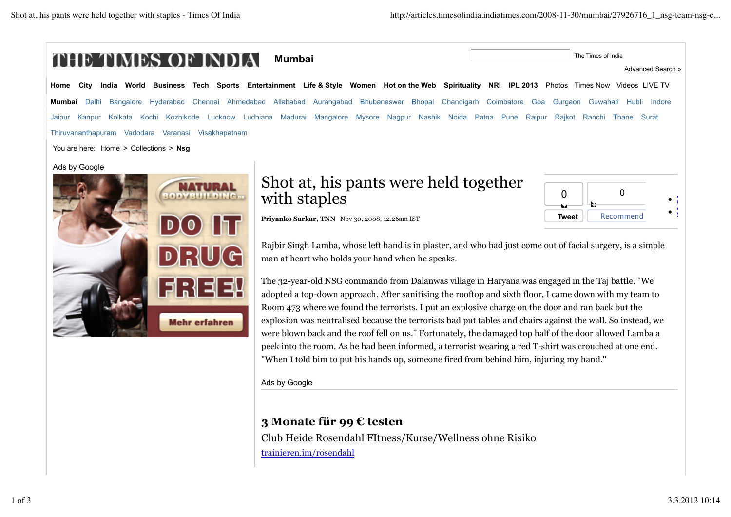THE TIMES OF INDIA **Mumbai**

The Times of India

Advanced Search »

**Home** **City** **India** **World** **Business** **Tech** **Sports** **Entertainment** **Life & Style** **Women** **Hot on the Web** **Spirituality** **NRI** **IPL 2013** Photos Times Now Videos LIVE TV

**Mumbai** Delhi Bangalore Hyderabad Chennai Ahmedabad Allahabad Aurangabad Bhubaneswar Bhopal Chandigarh Coimbatore Goa Gurgaon Guwahati Hubli Indore Jaipur Kanpur Kolkata Kochi Kozhikode Lucknow Ludhiana Madurai Mangalore Mysore Nagpur Nashik Noida Patna Pune Raipur Rajkot Ranchi Thane Surat Thiruvananthapuram Vadodara Varanasi Visakhapatnam

You are here: Home > Collections > **Nsg**

Ads by Google

NATURAL BODYBUILDING.de

DO IT DRUG FREE!

Mehr erfahren

# Shot at, his pants were held together with staples

**Priyanko Sarkar, TNN** Nov 30, 2008, 12.26am IST

0 Tweet 0 Recommend

Rajbir Singh Lamba, whose left hand is in plaster, and who had just come out of facial surgery, is a simple man at heart who holds your hand when he speaks.

The 32-year-old NSG commando from Dalanwas village in Haryana was engaged in the Taj battle. "We adopted a top-down approach. After sanitising the rooftop and sixth floor, I came down with my team to Room 473 where we found the terrorists. I put an explosive charge on the door and ran back but the explosion was neutralised because the terrorists had put tables and chairs against the wall. So instead, we were blown back and the roof fell on us." Fortunately, the damaged top half of the door allowed Lamba a peek into the room. As he had been informed, a terrorist wearing a red T-shirt was crouched at one end. "When I told him to put his hands up, someone fired from behind him, injuring my hand."

Ads by Google

## 3 Monate für 99 € testen

Club Heide Rosendahl FItness/Kurse/Wellness ohne Risiko

trainieren.im/rosendahl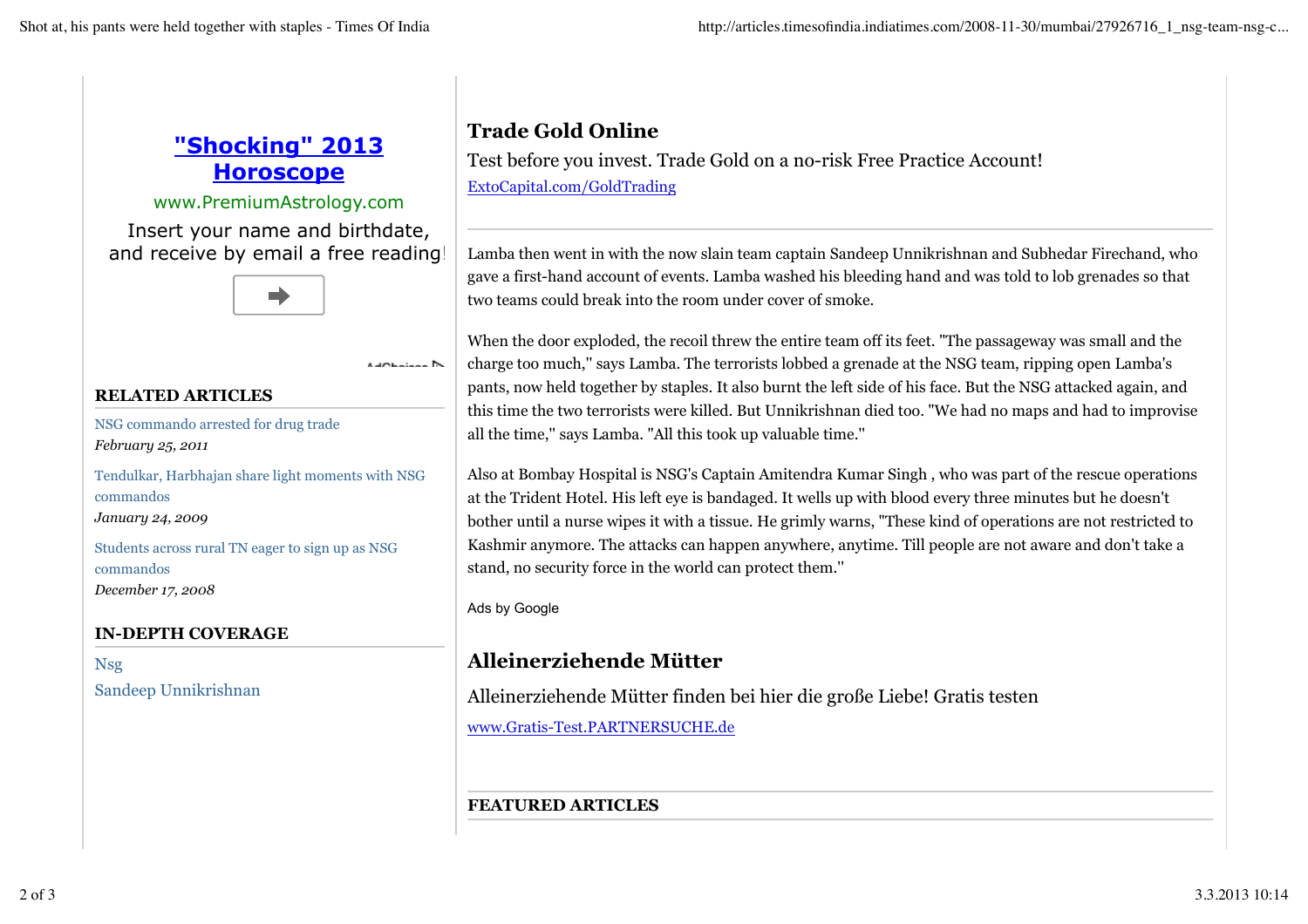"Shocking" 2013 Horoscope

www.PremiumAstrology.com

Insert your name and birthdate, and receive by email a free reading!

### RELATED ARTICLES

NSG commando arrested for drug trade
*February 25, 2011*

Tendulkar, Harbhajan share light moments with NSG commandos
*January 24, 2009*

Students across rural TN eager to sign up as NSG commandos
*December 17, 2008*

### IN-DEPTH COVERAGE

Nsg

Sandeep Unnikrishnan

## Trade Gold Online

Test before you invest. Trade Gold on a no-risk Free Practice Account!

ExtoCapital.com/GoldTrading

---

Lamba then went in with the now slain team captain Sandeep Unnikrishnan and Subhedar Firechand, who gave a first-hand account of events. Lamba washed his bleeding hand and was told to lob grenades so that two teams could break into the room under cover of smoke.

When the door exploded, the recoil threw the entire team off its feet. "The passageway was small and the charge too much," says Lamba. The terrorists lobbed a grenade at the NSG team, ripping open Lamba's pants, now held together by staples. It also burnt the left side of his face. But the NSG attacked again, and this time the two terrorists were killed. But Unnikrishnan died too. "We had no maps and had to improvise all the time," says Lamba. "All this took up valuable time."

Also at Bombay Hospital is NSG's Captain Amitendra Kumar Singh , who was part of the rescue operations at the Trident Hotel. His left eye is bandaged. It wells up with blood every three minutes but he doesn't bother until a nurse wipes it with a tissue. He grimly warns, "These kind of operations are not restricted to Kashmir anymore. The attacks can happen anywhere, anytime. Till people are not aware and don't take a stand, no security force in the world can protect them."

Ads by Google

## Alleinerziehende Mütter

Alleinerziehende Mütter finden bei hier die große Liebe! Gratis testen

www.Gratis-Test.PARTNERSUCHE.de

### FEATURED ARTICLES